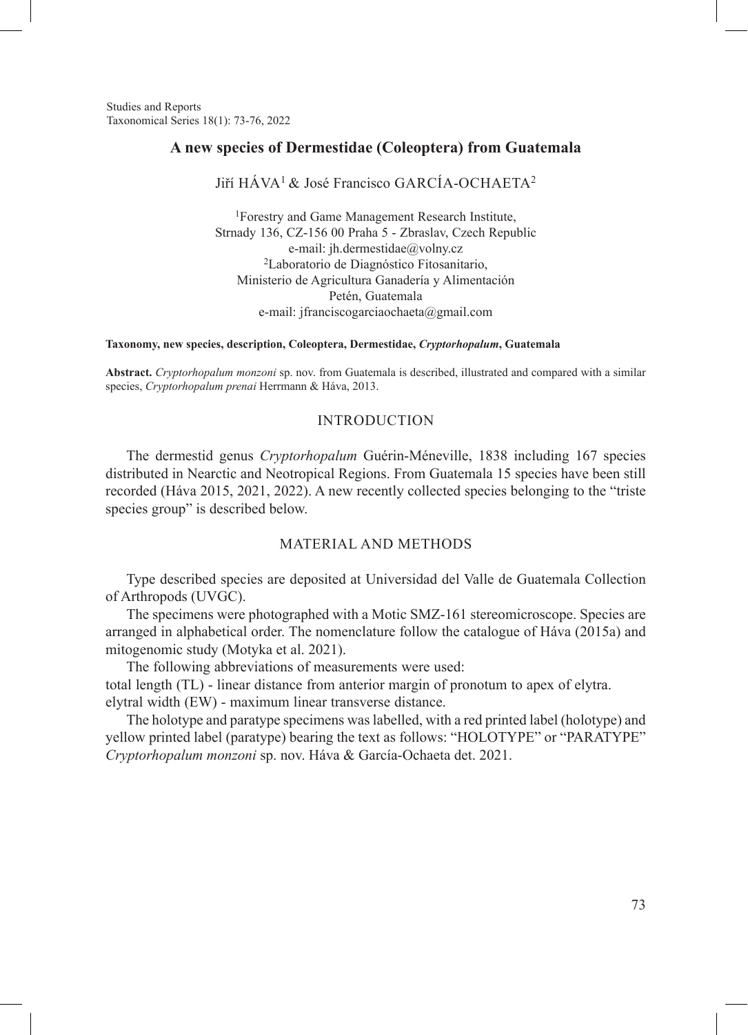# A new species of Dermestidae (Coleoptera) from Guatemala

Jiří HÁVA[1] & José Francisco GARCÍA-OCHAETA[2]

[1]Forestry and Game Management Research Institute,
Strnady 136, CZ-156 00 Praha 5 - Zbraslav, Czech Republic
e-mail: jh.dermestidae@volny.cz

[2]Laboratorio de Diagnóstico Fitosanitario,
Ministerio de Agricultura Ganadería y Alimentación
Petén, Guatemala
e-mail: jfranciscogarciaochaeta@gmail.com

**Taxonomy, new species, description, Coleoptera, Dermestidae, *Cryptorhopalum*, Guatemala**

**Abstract.** *Cryptorhopalum monzoni* sp. nov. from Guatemala is described, illustrated and compared with a similar species, *Cryptorhopalum prenai* Herrmann & Háva, 2013.

## INTRODUCTION

The dermestid genus *Cryptorhopalum* Guérin-Méneville, 1838 including 167 species distributed in Nearctic and Neotropical Regions. From Guatemala 15 species have been still recorded (Háva 2015, 2021, 2022). A new recently collected species belonging to the "triste species group" is described below.

## MATERIAL AND METHODS

Type described species are deposited at Universidad del Valle de Guatemala Collection of Arthropods (UVGC).

The specimens were photographed with a Motic SMZ-161 stereomicroscope. Species are arranged in alphabetical order. The nomenclature follow the catalogue of Háva (2015a) and mitogenomic study (Motyka et al. 2021).

The following abbreviations of measurements were used:
total length (TL) - linear distance from anterior margin of pronotum to apex of elytra.
elytral width (EW) - maximum linear transverse distance.

The holotype and paratype specimens was labelled, with a red printed label (holotype) and yellow printed label (paratype) bearing the text as follows: "HOLOTYPE" or "PARATYPE" *Cryptorhopalum monzoni* sp. nov. Háva & García-Ochaeta det. 2021.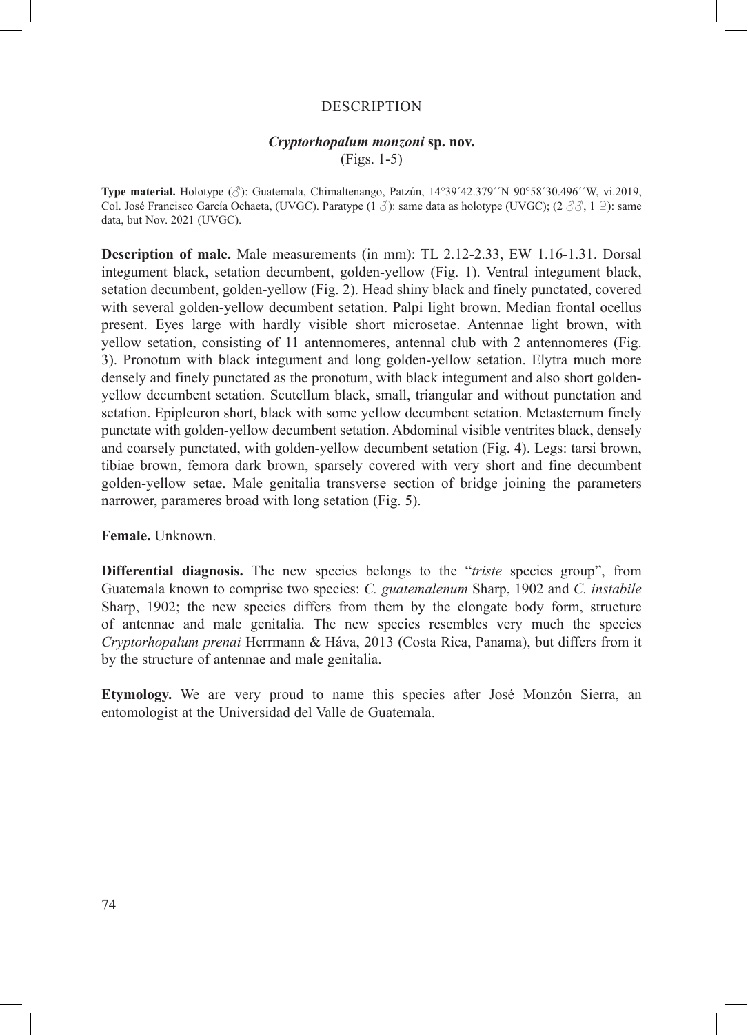## DESCRIPTION

### *Cryptorhopalum monzoni* sp. nov.

(Figs. 1-5)

**Type material.** Holotype (♂): Guatemala, Chimaltenango, Patzún, 14°39´42.379´´N 90°58´30.496´´W, vi.2019, Col. José Francisco García Ochaeta, (UVGC). Paratype (1 ♂): same data as holotype (UVGC); (2 ♂♂, 1 ♀): same data, but Nov. 2021 (UVGC).

**Description of male.** Male measurements (in mm): TL 2.12-2.33, EW 1.16-1.31. Dorsal integument black, setation decumbent, golden-yellow (Fig. 1). Ventral integument black, setation decumbent, golden-yellow (Fig. 2). Head shiny black and finely punctated, covered with several golden-yellow decumbent setation. Palpi light brown. Median frontal ocellus present. Eyes large with hardly visible short microsetae. Antennae light brown, with yellow setation, consisting of 11 antennomeres, antennal club with 2 antennomeres (Fig. 3). Pronotum with black integument and long golden-yellow setation. Elytra much more densely and finely punctated as the pronotum, with black integument and also short golden-yellow decumbent setation. Scutellum black, small, triangular and without punctation and setation. Epipleuron short, black with some yellow decumbent setation. Metasternum finely punctate with golden-yellow decumbent setation. Abdominal visible ventrites black, densely and coarsely punctated, with golden-yellow decumbent setation (Fig. 4). Legs: tarsi brown, tibiae brown, femora dark brown, sparsely covered with very short and fine decumbent golden-yellow setae. Male genitalia transverse section of bridge joining the parameters narrower, parameres broad with long setation (Fig. 5).

**Female.** Unknown.

**Differential diagnosis.** The new species belongs to the "*triste* species group", from Guatemala known to comprise two species: *C. guatemalenum* Sharp, 1902 and *C. instabile* Sharp, 1902; the new species differs from them by the elongate body form, structure of antennae and male genitalia. The new species resembles very much the species *Cryptorhopalum prenai* Herrmann & Háva, 2013 (Costa Rica, Panama), but differs from it by the structure of antennae and male genitalia.

**Etymology.** We are very proud to name this species after José Monzón Sierra, an entomologist at the Universidad del Valle de Guatemala.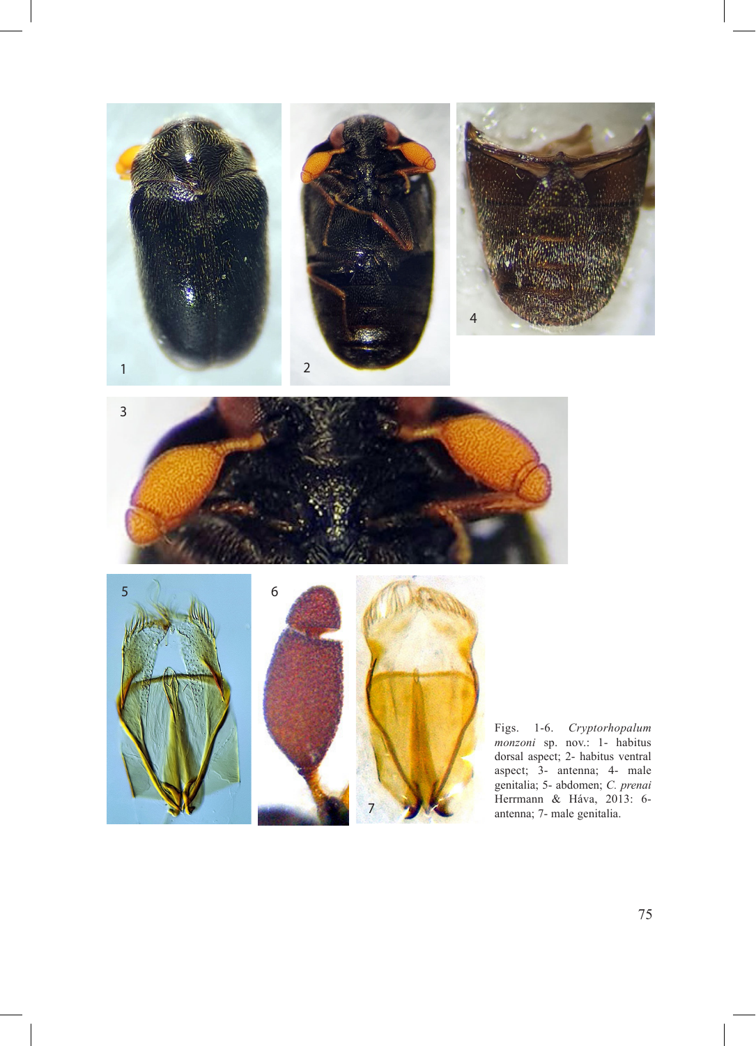Figs. 1-6. *Cryptorhopalum monzoni* sp. nov.: 1- habitus dorsal aspect; 2- habitus ventral aspect; 3- antenna; 4- male genitalia; 5- abdomen; *C. prenai* Herrmann & Háva, 2013: 6- antenna; 7- male genitalia.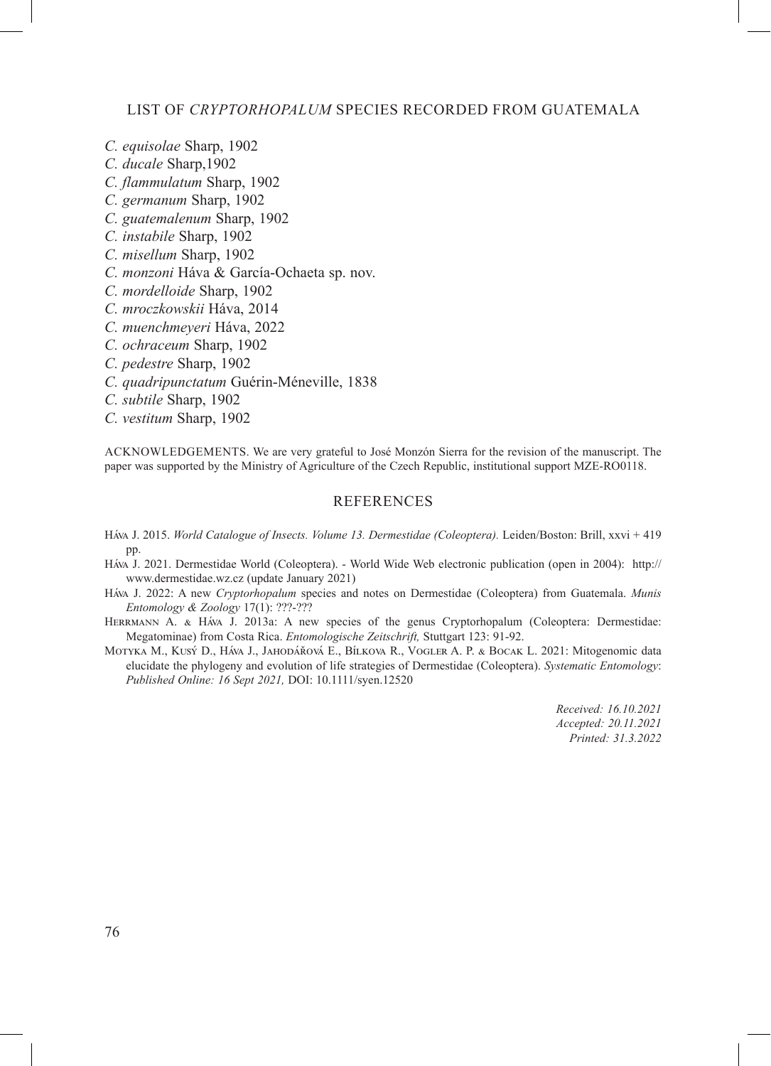## LIST OF *CRYPTORHOPALUM* SPECIES RECORDED FROM GUATEMALA

*C. equisolae* Sharp, 1902
*C. ducale* Sharp,1902
*C. flammulatum* Sharp, 1902
*C. germanum* Sharp, 1902
*C. guatemalenum* Sharp, 1902
*C. instabile* Sharp, 1902
*C. misellum* Sharp, 1902
*C. monzoni* Háva & García-Ochaeta sp. nov.
*C. mordelloide* Sharp, 1902
*C. mroczkowskii* Háva, 2014
*C. muenchmeyeri* Háva, 2022
*C. ochraceum* Sharp, 1902
*C. pedestre* Sharp, 1902
*C. quadripunctatum* Guérin-Méneville, 1838
*C. subtile* Sharp, 1902
*C. vestitum* Sharp, 1902

ACKNOWLEDGEMENTS. We are very grateful to José Monzón Sierra for the revision of the manuscript. The paper was supported by the Ministry of Agriculture of the Czech Republic, institutional support MZE-RO0118.

## REFERENCES

Háva J. 2015. *World Catalogue of Insects. Volume 13. Dermestidae (Coleoptera).* Leiden/Boston: Brill, xxvi + 419 pp.

Háva J. 2021. Dermestidae World (Coleoptera). - World Wide Web electronic publication (open in 2004): http://www.dermestidae.wz.cz (update January 2021)

Háva J. 2022: A new *Cryptorhopalum* species and notes on Dermestidae (Coleoptera) from Guatemala. *Munis Entomology & Zoology* 17(1): ???-???

Herrmann A. & Háva J. 2013a: A new species of the genus Cryptorhopalum (Coleoptera: Dermestidae: Megatominae) from Costa Rica. *Entomologische Zeitschrift,* Stuttgart 123: 91-92.

Motyka M., Kusý D., Háva J., Jahodářová E., Bílkova R., Vogler A. P. & Bocak L. 2021: Mitogenomic data elucidate the phylogeny and evolution of life strategies of Dermestidae (Coleoptera). *Systematic Entomology*: *Published Online: 16 Sept 2021,* DOI: 10.1111/syen.12520

*Received: 16.10.2021*
*Accepted: 20.11.2021*
*Printed: 31.3.2022*